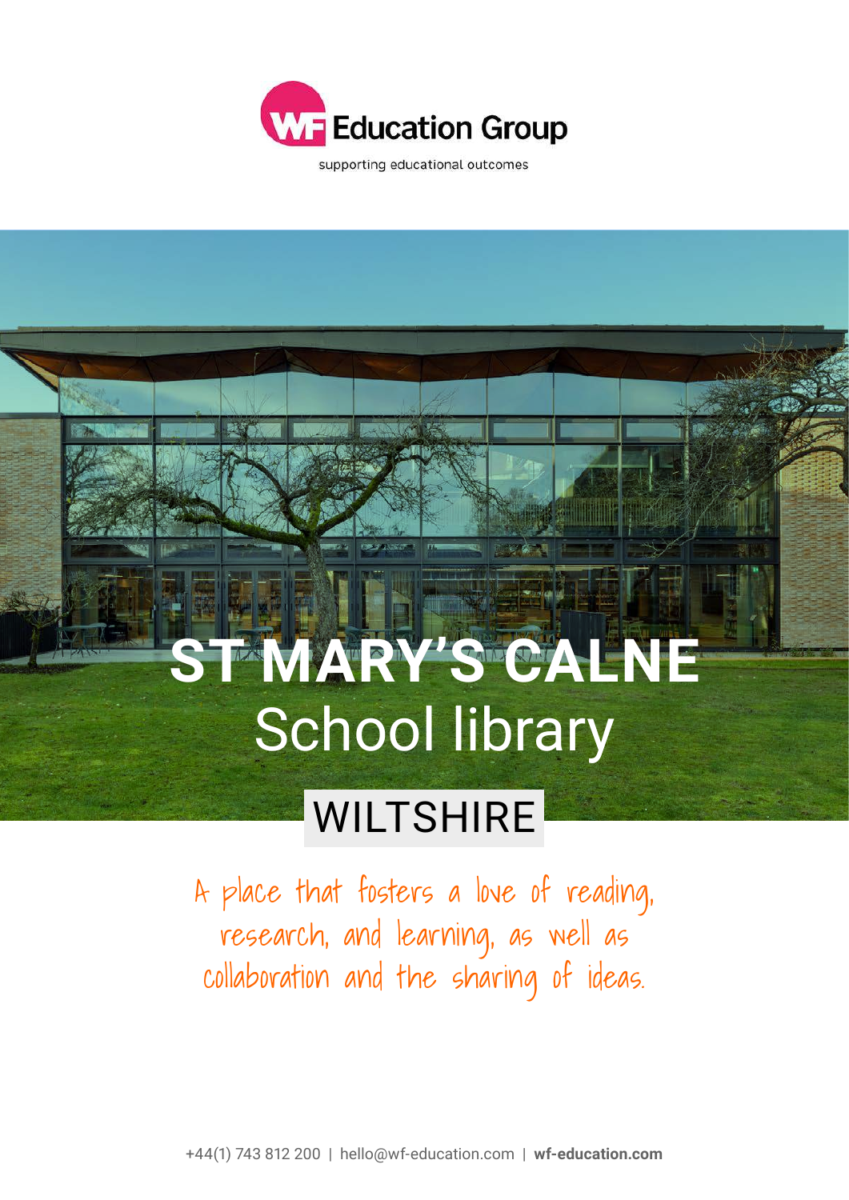WF Education Group

supporting educational outcomes

# ST MARY'S CALNE

## School library

## WILTSHIRE

*A place that fosters a love of reading, research, and learning, as well as collaboration and the sharing of ideas.*

+44(1) 743 812 200 | hello@wf-education.com | **wf-education.com**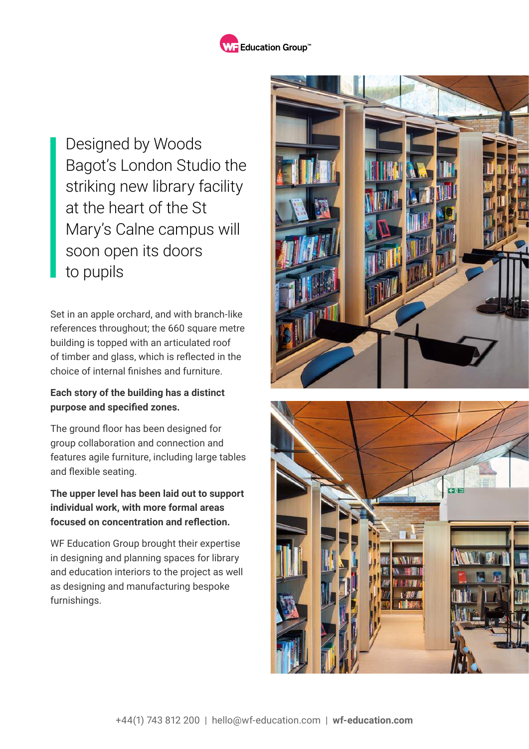Designed by Woods Bagot's London Studio the striking new library facility at the heart of the St Mary's Calne campus will soon open its doors to pupils

Set in an apple orchard, and with branch-like references throughout; the 660 square metre building is topped with an articulated roof of timber and glass, which is reflected in the choice of internal finishes and furniture.

**Each story of the building has a distinct purpose and specified zones.**

The ground floor has been designed for group collaboration and connection and features agile furniture, including large tables and flexible seating.

**The upper level has been laid out to support individual work, with more formal areas focused on concentration and reflection.**

WF Education Group brought their expertise in designing and planning spaces for library and education interiors to the project as well as designing and manufacturing bespoke furnishings.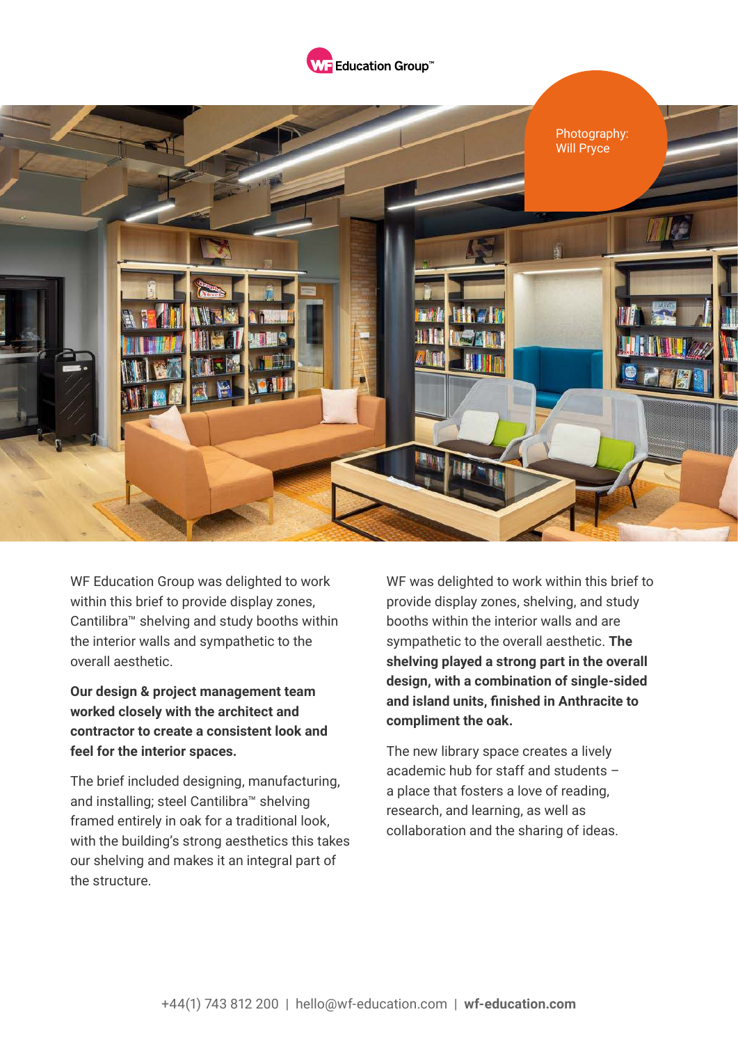Photography: Will Pryce

WF Education Group was delighted to work within this brief to provide display zones, Cantilibra™ shelving and study booths within the interior walls and sympathetic to the overall aesthetic.

**Our design & project management team worked closely with the architect and contractor to create a consistent look and feel for the interior spaces.**

The brief included designing, manufacturing, and installing; steel Cantilibra™ shelving framed entirely in oak for a traditional look, with the building's strong aesthetics this takes our shelving and makes it an integral part of the structure.

WF was delighted to work within this brief to provide display zones, shelving, and study booths within the interior walls and are sympathetic to the overall aesthetic. **The shelving played a strong part in the overall design, with a combination of single-sided and island units, finished in Anthracite to compliment the oak.**

The new library space creates a lively academic hub for staff and students – a place that fosters a love of reading, research, and learning, as well as collaboration and the sharing of ideas.

+44(1) 743 812 200 | hello@wf-education.com | **wf-education.com**